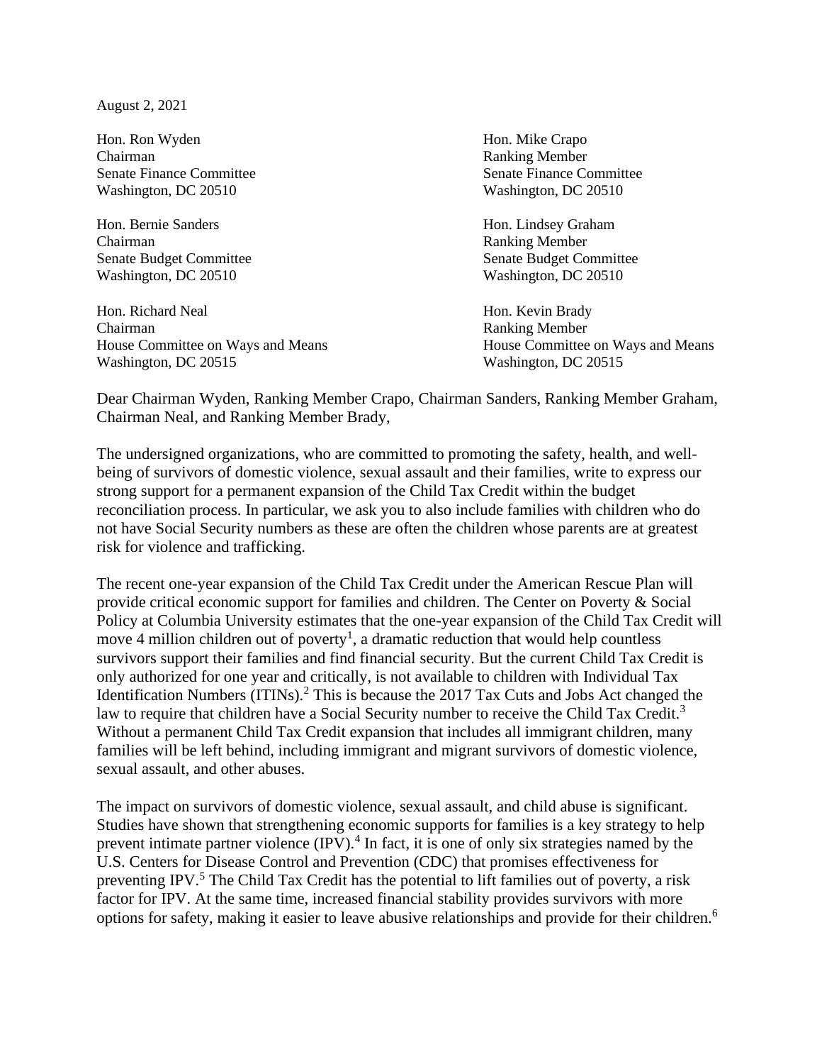August 2, 2021

Hon. Ron Wyden
Chairman
Senate Finance Committee
Washington, DC 20510

Hon. Mike Crapo
Ranking Member
Senate Finance Committee
Washington, DC 20510

Hon. Bernie Sanders
Chairman
Senate Budget Committee
Washington, DC 20510

Hon. Lindsey Graham
Ranking Member
Senate Budget Committee
Washington, DC 20510

Hon. Richard Neal
Chairman
House Committee on Ways and Means
Washington, DC 20515

Hon. Kevin Brady
Ranking Member
House Committee on Ways and Means
Washington, DC 20515

Dear Chairman Wyden, Ranking Member Crapo, Chairman Sanders, Ranking Member Graham, Chairman Neal, and Ranking Member Brady,

The undersigned organizations, who are committed to promoting the safety, health, and well-being of survivors of domestic violence, sexual assault and their families, write to express our strong support for a permanent expansion of the Child Tax Credit within the budget reconciliation process. In particular, we ask you to also include families with children who do not have Social Security numbers as these are often the children whose parents are at greatest risk for violence and trafficking.

The recent one-year expansion of the Child Tax Credit under the American Rescue Plan will provide critical economic support for families and children. The Center on Poverty & Social Policy at Columbia University estimates that the one-year expansion of the Child Tax Credit will move 4 million children out of poverty[1], a dramatic reduction that would help countless survivors support their families and find financial security. But the current Child Tax Credit is only authorized for one year and critically, is not available to children with Individual Tax Identification Numbers (ITINs).[2] This is because the 2017 Tax Cuts and Jobs Act changed the law to require that children have a Social Security number to receive the Child Tax Credit.[3] Without a permanent Child Tax Credit expansion that includes all immigrant children, many families will be left behind, including immigrant and migrant survivors of domestic violence, sexual assault, and other abuses.

The impact on survivors of domestic violence, sexual assault, and child abuse is significant. Studies have shown that strengthening economic supports for families is a key strategy to help prevent intimate partner violence (IPV).[4] In fact, it is one of only six strategies named by the U.S. Centers for Disease Control and Prevention (CDC) that promises effectiveness for preventing IPV.[5] The Child Tax Credit has the potential to lift families out of poverty, a risk factor for IPV. At the same time, increased financial stability provides survivors with more options for safety, making it easier to leave abusive relationships and provide for their children.[6]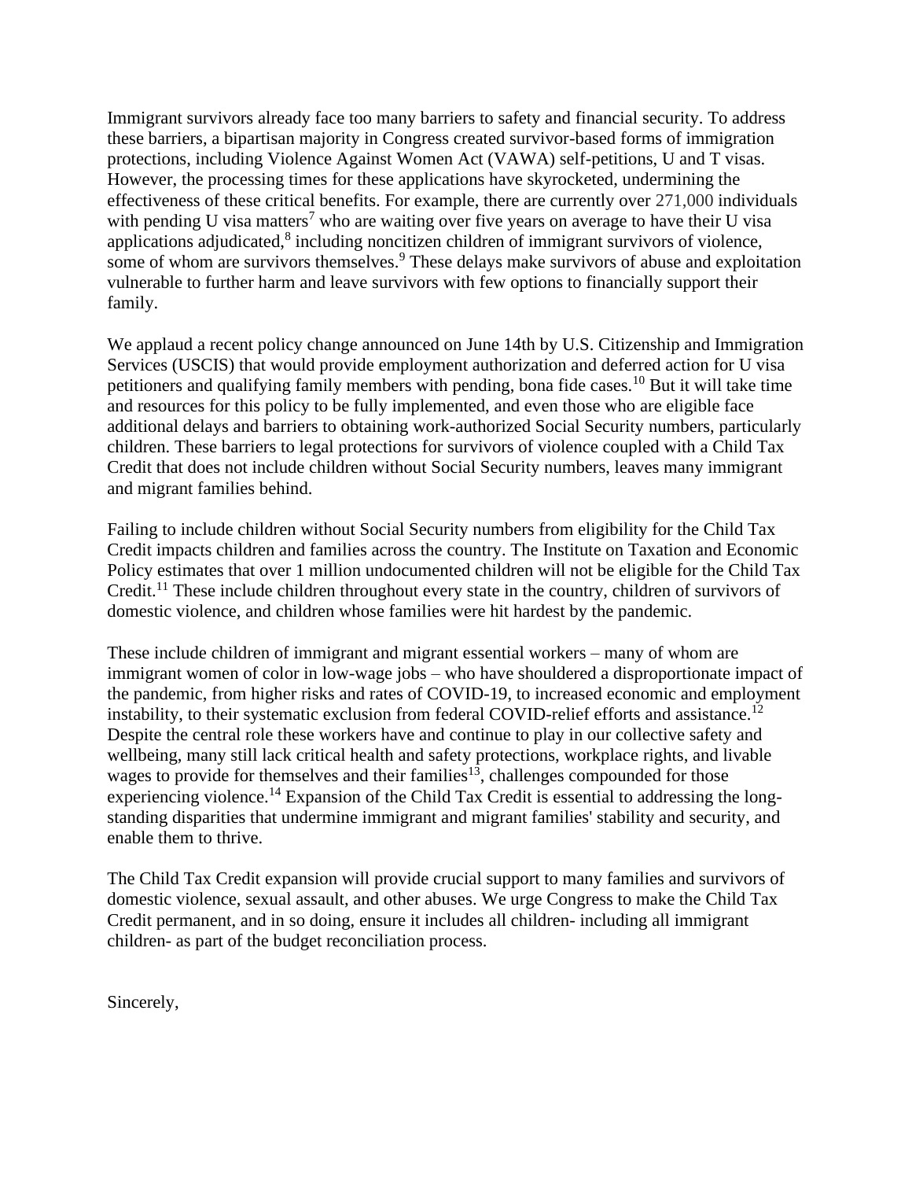Immigrant survivors already face too many barriers to safety and financial security. To address these barriers, a bipartisan majority in Congress created survivor-based forms of immigration protections, including Violence Against Women Act (VAWA) self-petitions, U and T visas. However, the processing times for these applications have skyrocketed, undermining the effectiveness of these critical benefits. For example, there are currently over 271,000 individuals with pending U visa matters[7] who are waiting over five years on average to have their U visa applications adjudicated,[8] including noncitizen children of immigrant survivors of violence, some of whom are survivors themselves.[9] These delays make survivors of abuse and exploitation vulnerable to further harm and leave survivors with few options to financially support their family.

We applaud a recent policy change announced on June 14th by U.S. Citizenship and Immigration Services (USCIS) that would provide employment authorization and deferred action for U visa petitioners and qualifying family members with pending, bona fide cases.[10] But it will take time and resources for this policy to be fully implemented, and even those who are eligible face additional delays and barriers to obtaining work-authorized Social Security numbers, particularly children. These barriers to legal protections for survivors of violence coupled with a Child Tax Credit that does not include children without Social Security numbers, leaves many immigrant and migrant families behind.

Failing to include children without Social Security numbers from eligibility for the Child Tax Credit impacts children and families across the country. The Institute on Taxation and Economic Policy estimates that over 1 million undocumented children will not be eligible for the Child Tax Credit.[11] These include children throughout every state in the country, children of survivors of domestic violence, and children whose families were hit hardest by the pandemic.

These include children of immigrant and migrant essential workers – many of whom are immigrant women of color in low-wage jobs – who have shouldered a disproportionate impact of the pandemic, from higher risks and rates of COVID-19, to increased economic and employment instability, to their systematic exclusion from federal COVID-relief efforts and assistance.[12] Despite the central role these workers have and continue to play in our collective safety and wellbeing, many still lack critical health and safety protections, workplace rights, and livable wages to provide for themselves and their families[13], challenges compounded for those experiencing violence.[14] Expansion of the Child Tax Credit is essential to addressing the long-standing disparities that undermine immigrant and migrant families' stability and security, and enable them to thrive.

The Child Tax Credit expansion will provide crucial support to many families and survivors of domestic violence, sexual assault, and other abuses. We urge Congress to make the Child Tax Credit permanent, and in so doing, ensure it includes all children- including all immigrant children- as part of the budget reconciliation process.

Sincerely,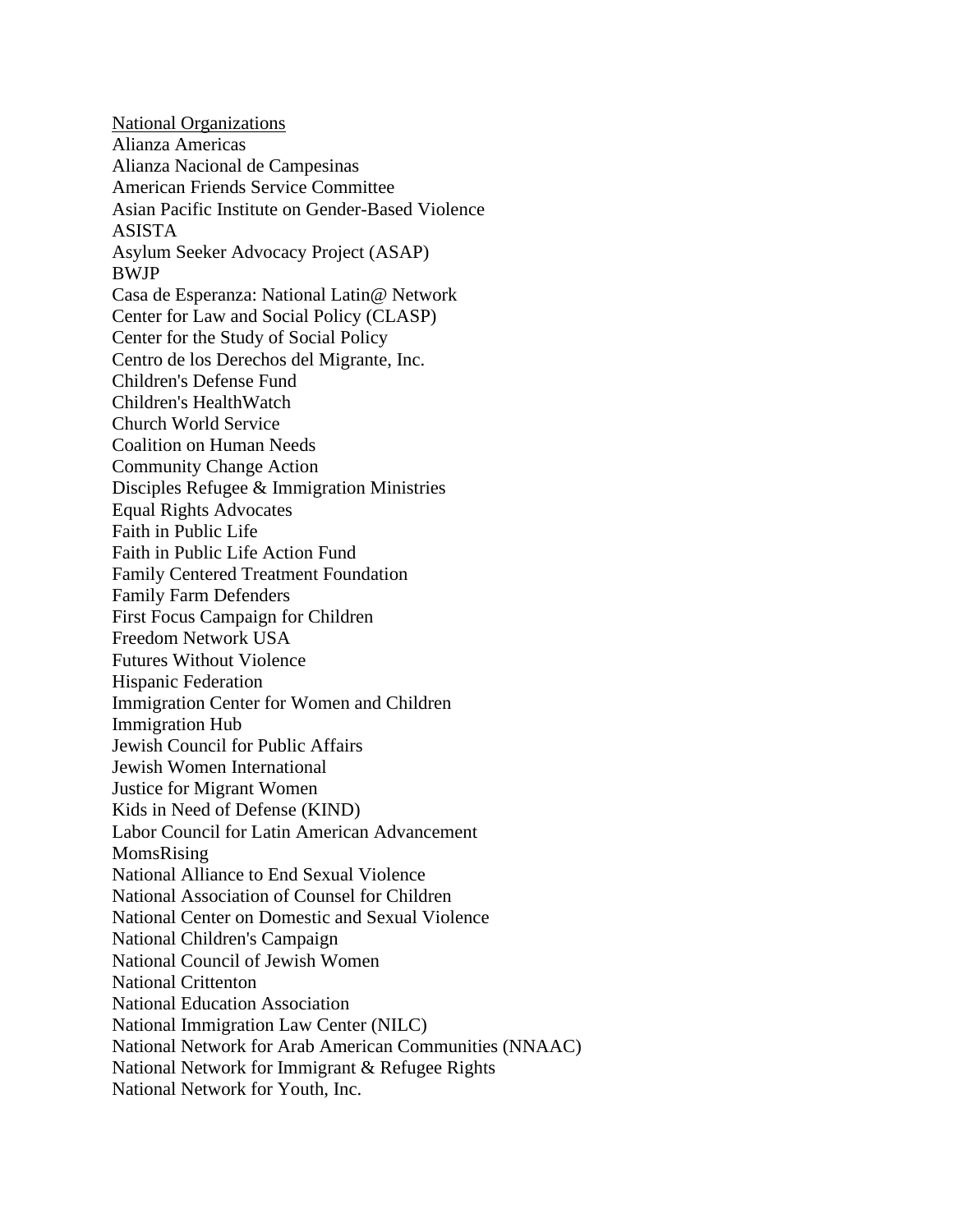<u>National Organizations</u>

Alianza Americas
Alianza Nacional de Campesinas
American Friends Service Committee
Asian Pacific Institute on Gender-Based Violence
ASISTA
Asylum Seeker Advocacy Project (ASAP)
BWJP
Casa de Esperanza: National Latin@ Network
Center for Law and Social Policy (CLASP)
Center for the Study of Social Policy
Centro de los Derechos del Migrante, Inc.
Children's Defense Fund
Children's HealthWatch
Church World Service
Coalition on Human Needs
Community Change Action
Disciples Refugee & Immigration Ministries
Equal Rights Advocates
Faith in Public Life
Faith in Public Life Action Fund
Family Centered Treatment Foundation
Family Farm Defenders
First Focus Campaign for Children
Freedom Network USA
Futures Without Violence
Hispanic Federation
Immigration Center for Women and Children
Immigration Hub
Jewish Council for Public Affairs
Jewish Women International
Justice for Migrant Women
Kids in Need of Defense (KIND)
Labor Council for Latin American Advancement
MomsRising
National Alliance to End Sexual Violence
National Association of Counsel for Children
National Center on Domestic and Sexual Violence
National Children's Campaign
National Council of Jewish Women
National Crittenton
National Education Association
National Immigration Law Center (NILC)
National Network for Arab American Communities (NNAAC)
National Network for Immigrant & Refugee Rights
National Network for Youth, Inc.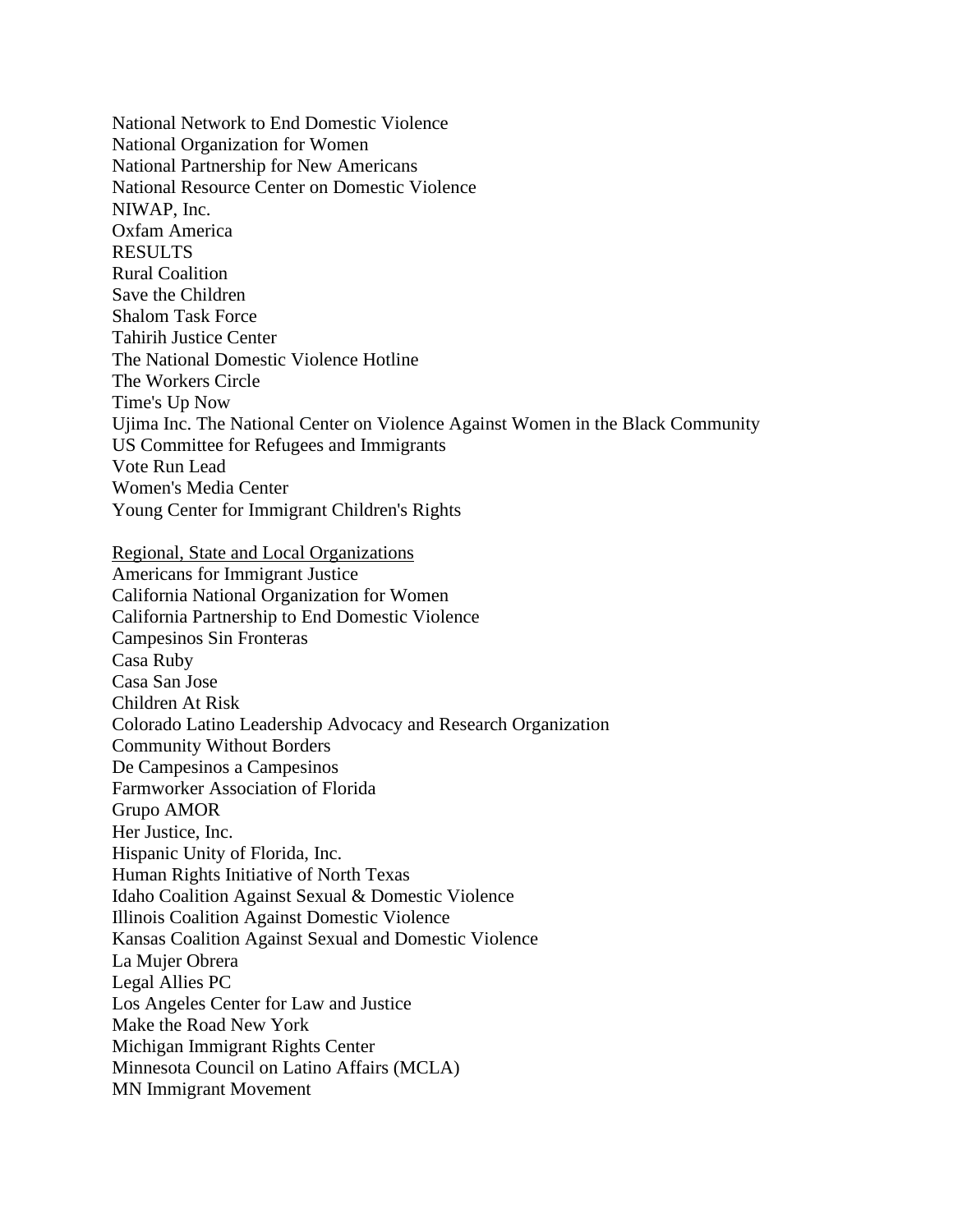National Network to End Domestic Violence
National Organization for Women
National Partnership for New Americans
National Resource Center on Domestic Violence
NIWAP, Inc.
Oxfam America
RESULTS
Rural Coalition
Save the Children
Shalom Task Force
Tahirih Justice Center
The National Domestic Violence Hotline
The Workers Circle
Time's Up Now
Ujima Inc. The National Center on Violence Against Women in the Black Community
US Committee for Refugees and Immigrants
Vote Run Lead
Women's Media Center
Young Center for Immigrant Children's Rights

<u>Regional, State and Local Organizations</u>
Americans for Immigrant Justice
California National Organization for Women
California Partnership to End Domestic Violence
Campesinos Sin Fronteras
Casa Ruby
Casa San Jose
Children At Risk
Colorado Latino Leadership Advocacy and Research Organization
Community Without Borders
De Campesinos a Campesinos
Farmworker Association of Florida
Grupo AMOR
Her Justice, Inc.
Hispanic Unity of Florida, Inc.
Human Rights Initiative of North Texas
Idaho Coalition Against Sexual & Domestic Violence
Illinois Coalition Against Domestic Violence
Kansas Coalition Against Sexual and Domestic Violence
La Mujer Obrera
Legal Allies PC
Los Angeles Center for Law and Justice
Make the Road New York
Michigan Immigrant Rights Center
Minnesota Council on Latino Affairs (MCLA)
MN Immigrant Movement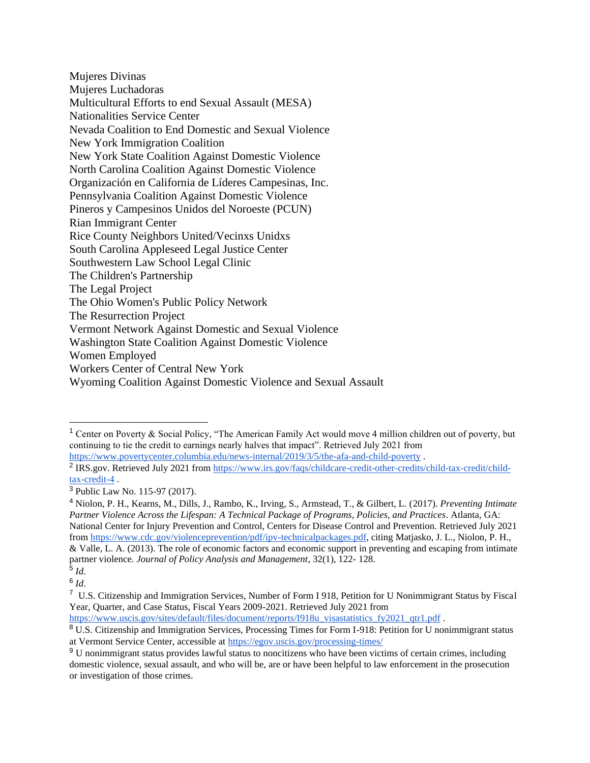Mujeres Divinas
Mujeres Luchadoras
Multicultural Efforts to end Sexual Assault (MESA)
Nationalities Service Center
Nevada Coalition to End Domestic and Sexual Violence
New York Immigration Coalition
New York State Coalition Against Domestic Violence
North Carolina Coalition Against Domestic Violence
Organización en California de Líderes Campesinas, Inc.
Pennsylvania Coalition Against Domestic Violence
Pineros y Campesinos Unidos del Noroeste (PCUN)
Rian Immigrant Center
Rice County Neighbors United/Vecinxs Unidxs
South Carolina Appleseed Legal Justice Center
Southwestern Law School Legal Clinic
The Children's Partnership
The Legal Project
The Ohio Women's Public Policy Network
The Resurrection Project
Vermont Network Against Domestic and Sexual Violence
Washington State Coalition Against Domestic Violence
Women Employed
Workers Center of Central New York
Wyoming Coalition Against Domestic Violence and Sexual Assault

---

[1] Center on Poverty & Social Policy, "The American Family Act would move 4 million children out of poverty, but continuing to tie the credit to earnings nearly halves that impact". Retrieved July 2021 from https://www.povertycenter.columbia.edu/news-internal/2019/3/5/the-afa-and-child-poverty .

[2] IRS.gov. Retrieved July 2021 from https://www.irs.gov/faqs/childcare-credit-other-credits/child-tax-credit/child-tax-credit-4 .

[3] Public Law No. 115-97 (2017).

[4] Niolon, P. H., Kearns, M., Dills, J., Rambo, K., Irving, S., Armstead, T., & Gilbert, L. (2017). *Preventing Intimate Partner Violence Across the Lifespan: A Technical Package of Programs, Policies, and Practices*. Atlanta, GA: National Center for Injury Prevention and Control, Centers for Disease Control and Prevention. Retrieved July 2021 from https://www.cdc.gov/violenceprevention/pdf/ipv-technicalpackages.pdf, citing Matjasko, J. L., Niolon, P. H., & Valle, L. A. (2013). The role of economic factors and economic support in preventing and escaping from intimate partner violence. *Journal of Policy Analysis and Management*, 32(1), 122- 128.

[5] *Id.*

[6] *Id*.

[7] U.S. Citizenship and Immigration Services, Number of Form I 918, Petition for U Nonimmigrant Status by Fiscal Year, Quarter, and Case Status, Fiscal Years 2009-2021. Retrieved July 2021 from https://www.uscis.gov/sites/default/files/document/reports/I918u_visastatistics_fy2021_qtr1.pdf .

[8] U.S. Citizenship and Immigration Services, Processing Times for Form I-918: Petition for U nonimmigrant status at Vermont Service Center, accessible at https://egov.uscis.gov/processing-times/

[9] U nonimmigrant status provides lawful status to noncitizens who have been victims of certain crimes, including domestic violence, sexual assault, and who will be, are or have been helpful to law enforcement in the prosecution or investigation of those crimes.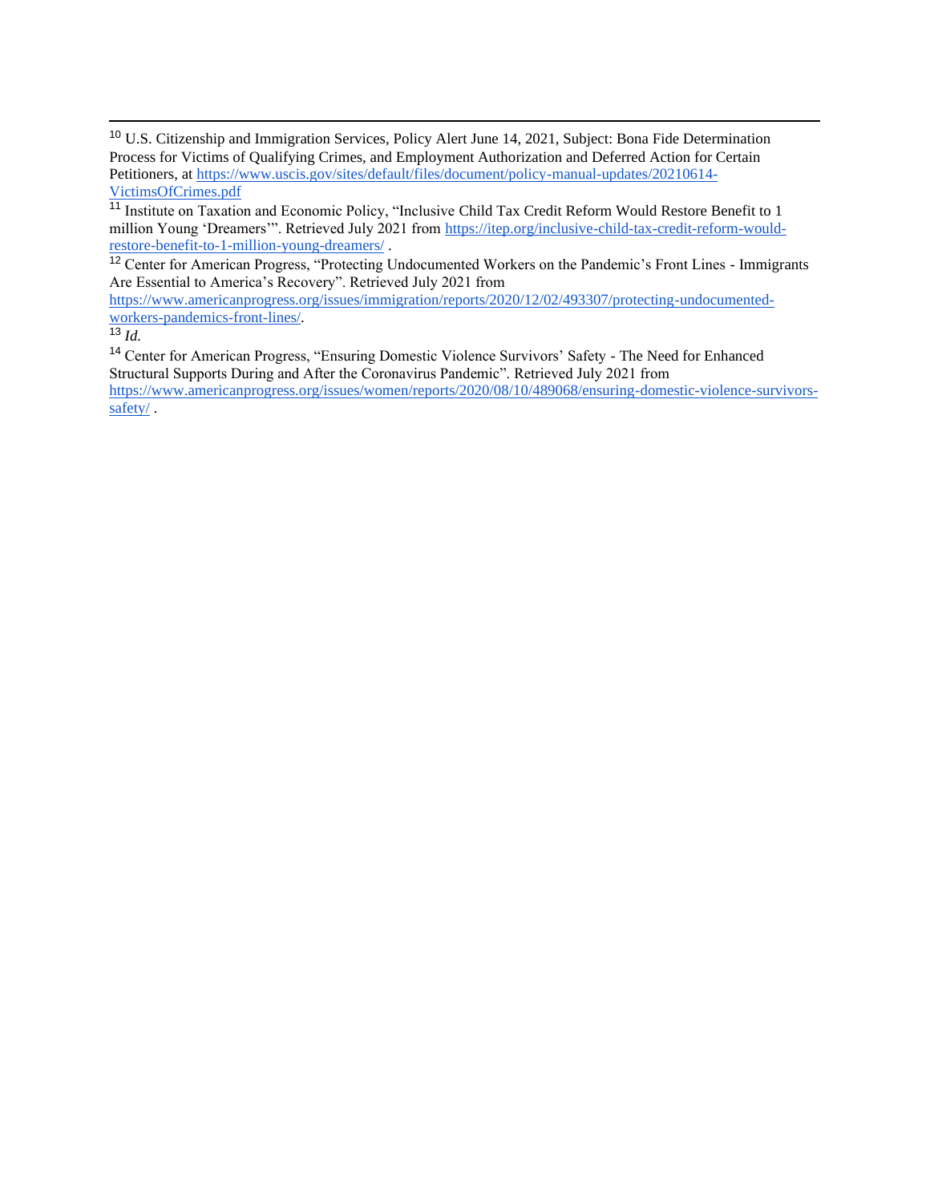[10] U.S. Citizenship and Immigration Services, Policy Alert June 14, 2021, Subject: Bona Fide Determination Process for Victims of Qualifying Crimes, and Employment Authorization and Deferred Action for Certain Petitioners, at https://www.uscis.gov/sites/default/files/document/policy-manual-updates/20210614-VictimsOfCrimes.pdf

[11] Institute on Taxation and Economic Policy, "Inclusive Child Tax Credit Reform Would Restore Benefit to 1 million Young 'Dreamers'". Retrieved July 2021 from https://itep.org/inclusive-child-tax-credit-reform-would-restore-benefit-to-1-million-young-dreamers/ .

[12] Center for American Progress, "Protecting Undocumented Workers on the Pandemic's Front Lines - Immigrants Are Essential to America's Recovery". Retrieved July 2021 from https://www.americanprogress.org/issues/immigration/reports/2020/12/02/493307/protecting-undocumented-workers-pandemics-front-lines/.

[13] *Id.*

[14] Center for American Progress, "Ensuring Domestic Violence Survivors' Safety - The Need for Enhanced Structural Supports During and After the Coronavirus Pandemic". Retrieved July 2021 from https://www.americanprogress.org/issues/women/reports/2020/08/10/489068/ensuring-domestic-violence-survivors-safety/ .